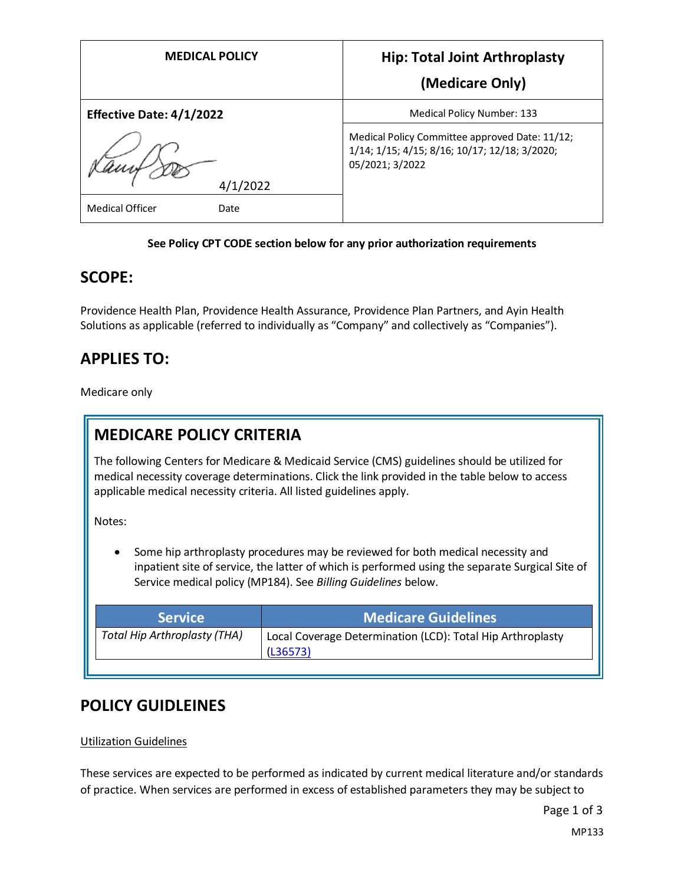| MEDICAL POLICY | Hip: Total Joint Arthroplasty (Medicare Only) |
|---|---|
| **Effective Date: 4/1/2022** | Medical Policy Number: 133 |
| 4/1/2022 | Medical Policy Committee approved Date: 11/12; 1/14; 1/15; 4/15; 8/16; 10/17; 12/18; 3/2020; 05/2021; 3/2022 |
| Medical Officer Date | |

**See Policy CPT CODE section below for any prior authorization requirements**

## SCOPE:

Providence Health Plan, Providence Health Assurance, Providence Plan Partners, and Ayin Health Solutions as applicable (referred to individually as "Company" and collectively as "Companies").

## APPLIES TO:

Medicare only

## MEDICARE POLICY CRITERIA

The following Centers for Medicare & Medicaid Service (CMS) guidelines should be utilized for medical necessity coverage determinations. Click the link provided in the table below to access applicable medical necessity criteria. All listed guidelines apply.

Notes:

- Some hip arthroplasty procedures may be reviewed for both medical necessity and inpatient site of service, the latter of which is performed using the separate Surgical Site of Service medical policy (MP184). See *Billing Guidelines* below.

| Service | Medicare Guidelines |
|---|---|
| *Total Hip Arthroplasty (THA)* | Local Coverage Determination (LCD): Total Hip Arthroplasty (L36573) |

## POLICY GUIDELINES

Utilization Guidelines

These services are expected to be performed as indicated by current medical literature and/or standards of practice. When services are performed in excess of established parameters they may be subject to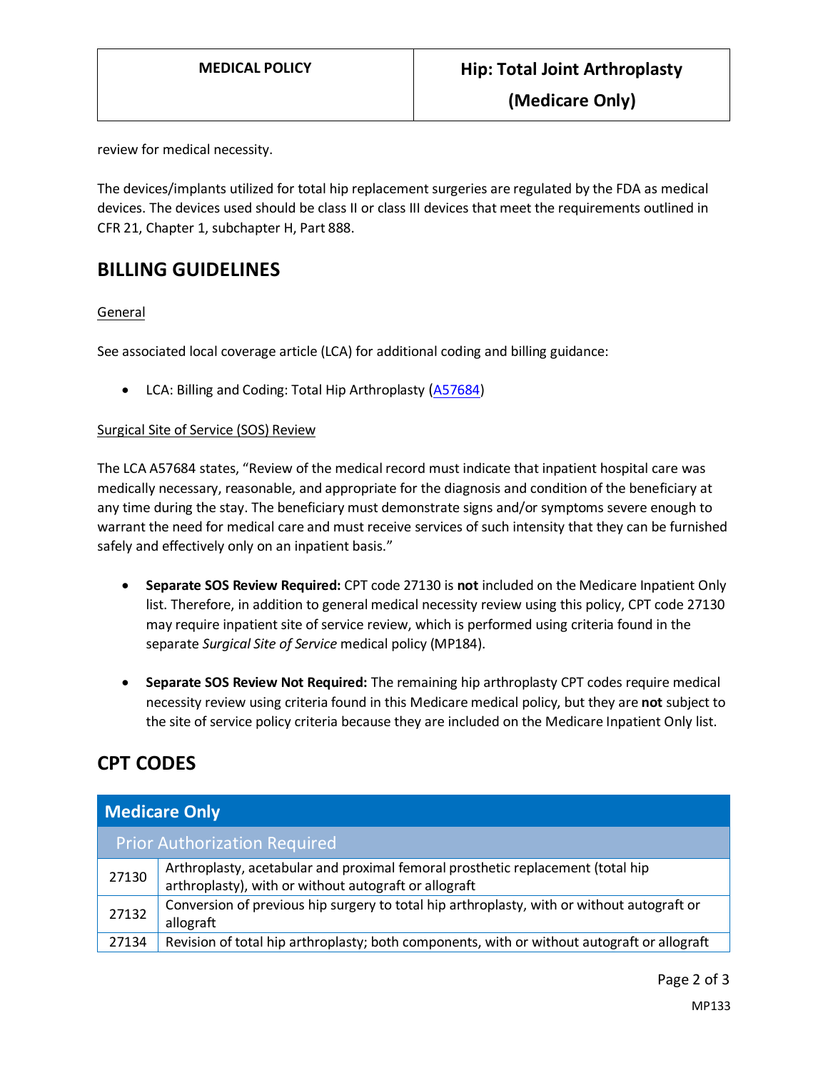review for medical necessity.

The devices/implants utilized for total hip replacement surgeries are regulated by the FDA as medical devices. The devices used should be class II or class III devices that meet the requirements outlined in CFR 21, Chapter 1, subchapter H, Part 888.

## BILLING GUIDELINES

General

See associated local coverage article (LCA) for additional coding and billing guidance:

- LCA: Billing and Coding: Total Hip Arthroplasty (A57684)

Surgical Site of Service (SOS) Review

The LCA A57684 states, "Review of the medical record must indicate that inpatient hospital care was medically necessary, reasonable, and appropriate for the diagnosis and condition of the beneficiary at any time during the stay. The beneficiary must demonstrate signs and/or symptoms severe enough to warrant the need for medical care and must receive services of such intensity that they can be furnished safely and effectively only on an inpatient basis."

- **Separate SOS Review Required:** CPT code 27130 is **not** included on the Medicare Inpatient Only list. Therefore, in addition to general medical necessity review using this policy, CPT code 27130 may require inpatient site of service review, which is performed using criteria found in the separate *Surgical Site of Service* medical policy (MP184).
- **Separate SOS Review Not Required:** The remaining hip arthroplasty CPT codes require medical necessity review using criteria found in this Medicare medical policy, but they are **not** subject to the site of service policy criteria because they are included on the Medicare Inpatient Only list.

## CPT CODES

| Medicare Only | |
|---|---|
| Prior Authorization Required | |
| 27130 | Arthroplasty, acetabular and proximal femoral prosthetic replacement (total hip arthroplasty), with or without autograft or allograft |
| 27132 | Conversion of previous hip surgery to total hip arthroplasty, with or without autograft or allograft |
| 27134 | Revision of total hip arthroplasty; both components, with or without autograft or allograft |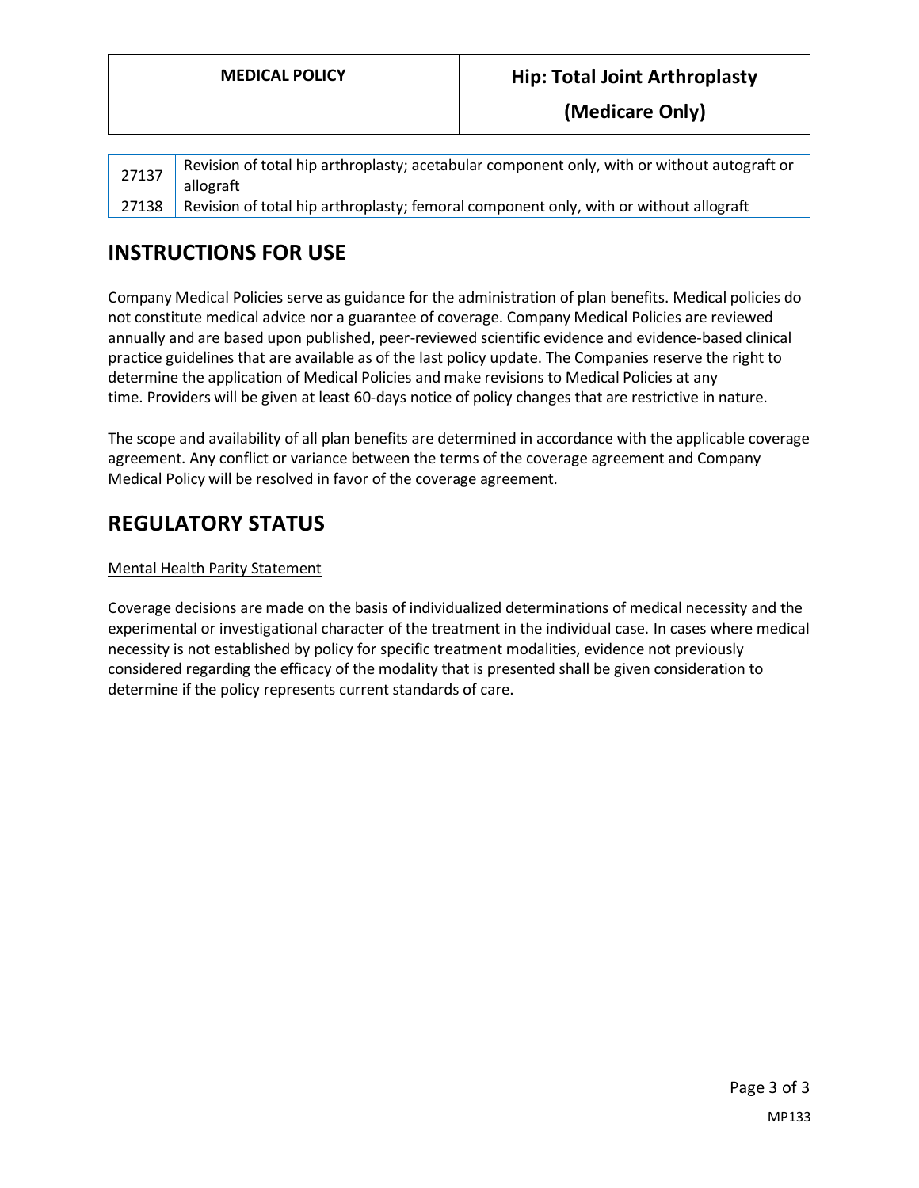| | |
|---|---|
| 27137 | Revision of total hip arthroplasty; acetabular component only, with or without autograft or allograft |
| 27138 | Revision of total hip arthroplasty; femoral component only, with or without allograft |

## INSTRUCTIONS FOR USE

Company Medical Policies serve as guidance for the administration of plan benefits. Medical policies do not constitute medical advice nor a guarantee of coverage. Company Medical Policies are reviewed annually and are based upon published, peer-reviewed scientific evidence and evidence-based clinical practice guidelines that are available as of the last policy update. The Companies reserve the right to determine the application of Medical Policies and make revisions to Medical Policies at any time. Providers will be given at least 60-days notice of policy changes that are restrictive in nature.

The scope and availability of all plan benefits are determined in accordance with the applicable coverage agreement. Any conflict or variance between the terms of the coverage agreement and Company Medical Policy will be resolved in favor of the coverage agreement.

## REGULATORY STATUS

Mental Health Parity Statement

Coverage decisions are made on the basis of individualized determinations of medical necessity and the experimental or investigational character of the treatment in the individual case. In cases where medical necessity is not established by policy for specific treatment modalities, evidence not previously considered regarding the efficacy of the modality that is presented shall be given consideration to determine if the policy represents current standards of care.